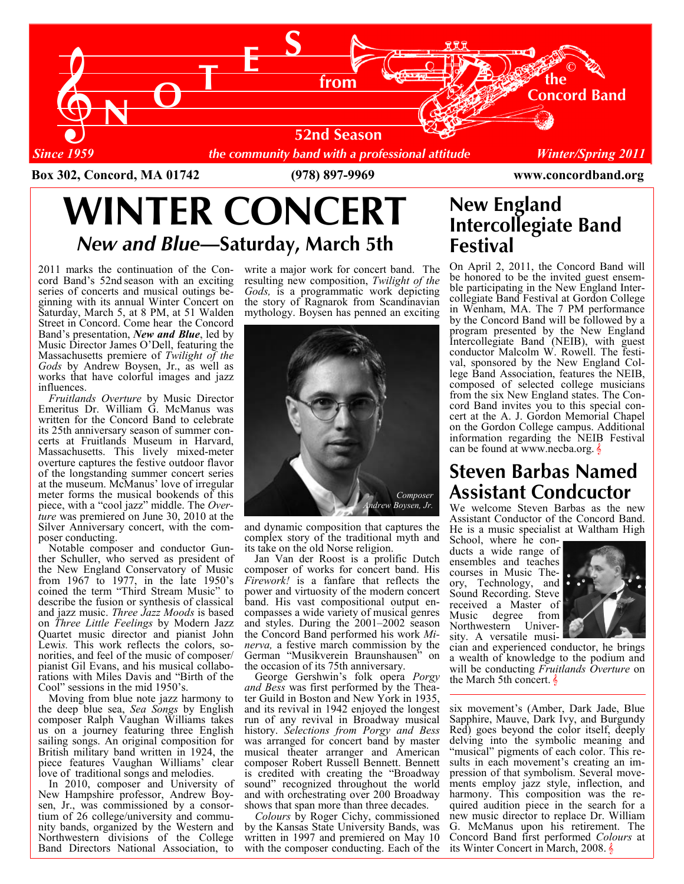# NOTES from the Concord Band

52nd Season

*Since 1959* — *the community band with a professional attitude* — *Winter/Spring 2011*

**Box 302, Concord, MA 01742** **(978) 897-9969** **www.concordband.org**

# WINTER CONCERT

## *New and Blue*—Saturday, March 5th

2011 marks the continuation of the Concord Band's 52nd season with an exciting series of concerts and musical outings beginning with its annual Winter Concert on Saturday, March 5, at 8 PM, at 51 Walden Street in Concord. Come hear the Concord Band's presentation, ***New and Blue***, led by Music Director James O'Dell, featuring the Massachusetts premiere of *Twilight of the Gods* by Andrew Boysen, Jr., as well as works that have colorful images and jazz influences.

*Fruitlands Overture* by Music Director Emeritus Dr. William G. McManus was written for the Concord Band to celebrate its 25th anniversary season of summer concerts at Fruitlands Museum in Harvard, Massachusetts. This lively mixed-meter overture captures the festive outdoor flavor of the longstanding summer concert series at the museum. McManus' love of irregular meter forms the musical bookends of this piece, with a "cool jazz" middle. The *Overture* was premiered on June 30, 2010 at the Silver Anniversary concert, with the composer conducting.

Notable composer and conductor Gunther Schuller, who served as president of the New England Conservatory of Music from 1967 to 1977, in the late 1950's coined the term "Third Stream Music" to describe the fusion or synthesis of classical and jazz music. *Three Jazz Moods* is based on *Three Little Feelings* by Modern Jazz Quartet music director and pianist John Lewis. This work reflects the colors, sonorities, and feel of the music of composer/pianist Gil Evans, and his musical collaborations with Miles Davis and "Birth of the Cool" sessions in the mid 1950's.

Moving from blue note jazz harmony to the deep blue sea, *Sea Songs* by English composer Ralph Vaughan Williams takes us on a journey featuring three English sailing songs. An original composition for British military band written in 1924, the piece features Vaughan Williams' clear love of traditional songs and melodies.

In 2010, composer and University of New Hampshire professor, Andrew Boysen, Jr., was commissioned by a consortium of 26 college/university and community bands, organized by the Western and Northwestern divisions of the College Band Directors National Association, to write a major work for concert band. The resulting new composition, *Twilight of the Gods,* is a programmatic work depicting the story of Ragnarok from Scandinavian mythology. Boysen has penned an exciting and dynamic composition that captures the complex story of the traditional myth and its take on the old Norse religion.

*Composer Andrew Boysen, Jr.*

Jan Van der Roost is a prolific Dutch composer of works for concert band. His *Firework!* is a fanfare that reflects the power and virtuosity of the modern concert band. His vast compositional output encompasses a wide variety of musical genres and styles. During the 2001–2002 season the Concord Band performed his work *Minerva,* a festive march commission by the German "Musikverein Braunshausen" on the occasion of its 75th anniversary.

George Gershwin's folk opera *Porgy and Bess* was first performed by the Theater Guild in Boston and New York in 1935, and its revival in 1942 enjoyed the longest run of any revival in Broadway musical history. *Selections from Porgy and Bess* was arranged for concert band by master musical theater arranger and American composer Robert Russell Bennett. Bennett is credited with creating the "Broadway sound" recognized throughout the world and with orchestrating over 200 Broadway shows that span more than three decades.

*Colours* by Roger Cichy, commissioned by the Kansas State University Bands, was written in 1997 and premiered on May 10 with the composer conducting. Each of the six movement's (Amber, Dark Jade, Blue Sapphire, Mauve, Dark Ivy, and Burgundy Red) goes beyond the color itself, deeply delving into the symbolic meaning and "musical" pigments of each color. This results in each movement's creating an impression of that symbolism. Several movements employ jazz style, inflection, and harmony. This composition was the required audition piece in the search for a new music director to replace Dr. William G. McManus upon his retirement. The Concord Band first performed *Colours* at its Winter Concert in March, 2008.

# New England Intercollegiate Band Festival

On April 2, 2011, the Concord Band will be honored to be the invited guest ensemble participating in the New England Intercollegiate Band Festival at Gordon College in Wenham, MA. The 7 PM performance by the Concord Band will be followed by a program presented by the New England Intercollegiate Band (NEIB), with guest conductor Malcolm W. Rowell. The festival, sponsored by the New England College Band Association, features the NEIB, composed of selected college musicians from the six New England states. The Concord Band invites you to this special concert at the A. J. Gordon Memorial Chapel on the Gordon College campus. Additional information regarding the NEIB Festival can be found at www.necba.org.

# Steven Barbas Named Assistant Condcuctor

We welcome Steven Barbas as the new Assistant Conductor of the Concord Band. He is a music specialist at Waltham High School, where he conducts a wide range of ensembles and teaches courses in Music Theory, Technology, and Sound Recording. Steve received a Master of Music degree from Northwestern University. A versatile musician and experienced conductor, he brings a wealth of knowledge to the podium and will be conducting *Fruitlands Overture* on the March 5th concert.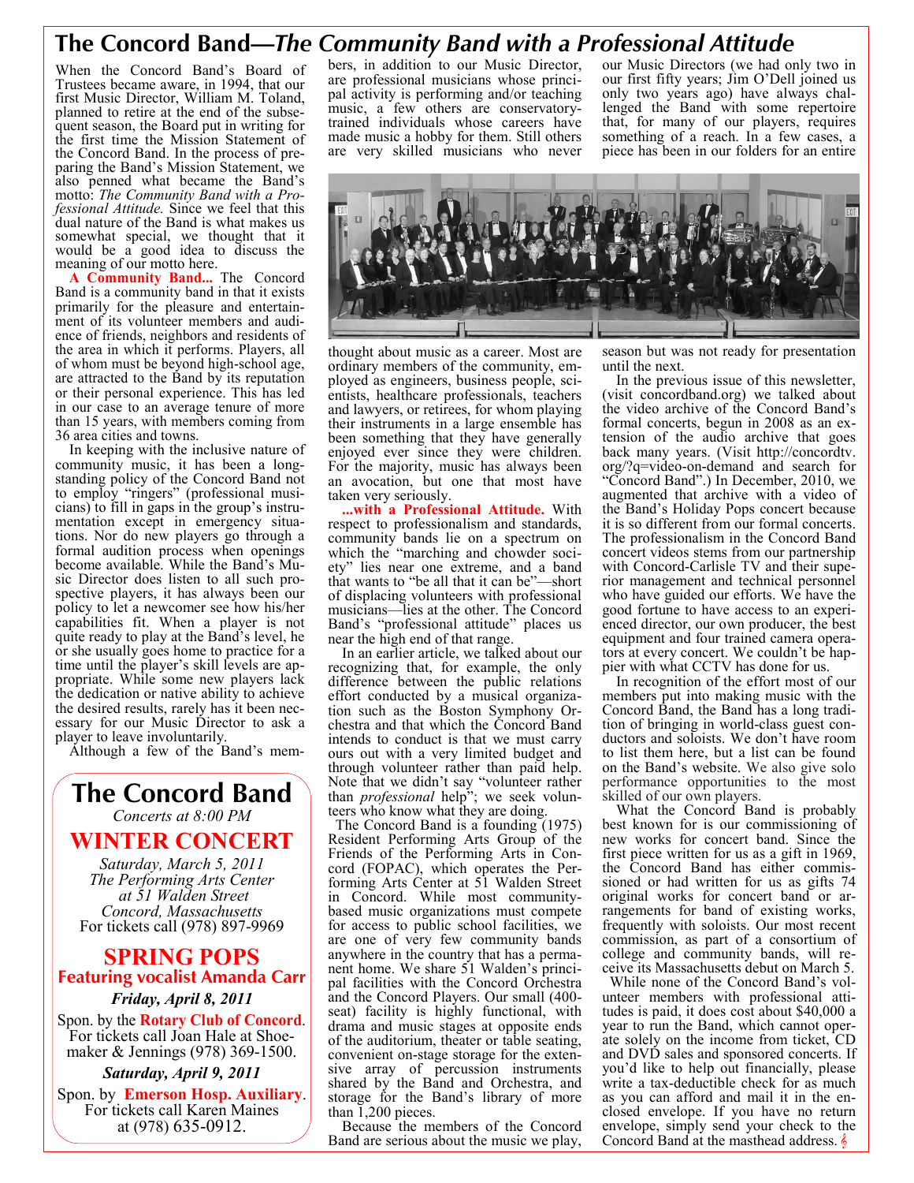# The Concord Band—*The Community Band with a Professional Attitude*

When the Concord Band's Board of Trustees became aware, in 1994, that our first Music Director, William M. Toland, planned to retire at the end of the subsequent season, the Board put in writing for the first time the Mission Statement of the Concord Band. In the process of preparing the Band's Mission Statement, we also penned what became the Band's motto: *The Community Band with a Professional Attitude.* Since we feel that this dual nature of the Band is what makes us somewhat special, we thought that it would be a good idea to discuss the meaning of our motto here.

**A Community Band...** The Concord Band is a community band in that it exists primarily for the pleasure and entertainment of its volunteer members and audience of friends, neighbors and residents of the area in which it performs. Players, all of whom must be beyond high-school age, are attracted to the Band by its reputation or their personal experience. This has led in our case to an average tenure of more than 15 years, with members coming from 36 area cities and towns.

In keeping with the inclusive nature of community music, it has been a longstanding policy of the Concord Band not to employ "ringers" (professional musicians) to fill in gaps in the group's instrumentation except in emergency situations. Nor do new players go through a formal audition process when openings become available. While the Band's Music Director does listen to all such prospective players, it has always been our policy to let a newcomer see how his/her capabilities fit. When a player is not quite ready to play at the Band's level, he or she usually goes home to practice for a time until the player's skill levels are appropriate. While some new players lack the dedication or native ability to achieve the desired results, rarely has it been necessary for our Music Director to ask a player to leave involuntarily.

Although a few of the Band's members, in addition to our Music Director, are professional musicians whose principal activity is performing and/or teaching music, a few others are conservatory-trained individuals whose careers have made music a hobby for them. Still others are very skilled musicians who never thought about music as a career. Most are ordinary members of the community, employed as engineers, business people, scientists, healthcare professionals, teachers and lawyers, or retirees, for whom playing their instruments in a large ensemble has been something that they have generally enjoyed ever since they were children. For the majority, music has always been an avocation, but one that most have taken very seriously.

**...with a Professional Attitude.** With respect to professionalism and standards, community bands lie on a spectrum on which the "marching and chowder society" lies near one extreme, and a band that wants to "be all that it can be"—short of displacing volunteers with professional musicians—lies at the other. The Concord Band's "professional attitude" places us near the high end of that range.

In an earlier article, we talked about our recognizing that, for example, the only difference between the public relations effort conducted by a musical organization such as the Boston Symphony Orchestra and that which the Concord Band intends to conduct is that we must carry ours out with a very limited budget and through volunteer rather than paid help. Note that we didn't say "volunteer rather than *professional* help"; we seek volunteers who know what they are doing.

The Concord Band is a founding (1975) Resident Performing Arts Group of the Friends of the Performing Arts in Concord (FOPAC), which operates the Performing Arts Center at 51 Walden Street in Concord. While most community-based music organizations must compete for access to public school facilities, we are one of very few community bands anywhere in the country that has a permanent home. We share 51 Walden's principal facilities with the Concord Orchestra and the Concord Players. Our small (400-seat) facility is highly functional, with drama and music stages at opposite ends of the auditorium, theater or table seating, convenient on-stage storage for the extensive array of percussion instruments shared by the Band and Orchestra, and storage for the Band's library of more than 1,200 pieces.

Because the members of the Concord Band are serious about the music we play, our Music Directors (we had only two in our first fifty years; Jim O'Dell joined us only two years ago) have always challenged the Band with some repertoire that, for many of our players, requires something of a reach. In a few cases, a piece has been in our folders for an entire season but was not ready for presentation until the next.

In the previous issue of this newsletter, (visit concordband.org) we talked about the video archive of the Concord Band's formal concerts, begun in 2008 as an extension of the audio archive that goes back many years. (Visit http://concordtv.org/?q=video-on-demand and search for "Concord Band".) In December, 2010, we augmented that archive with a video of the Band's Holiday Pops concert because it is so different from our formal concerts. The professionalism in the Concord Band concert videos stems from our partnership with Concord-Carlisle TV and their superior management and technical personnel who have guided our efforts. We have the good fortune to have access to an experienced director, our own producer, the best equipment and four trained camera operators at every concert. We couldn't be happier with what CCTV has done for us.

In recognition of the effort most of our members put into making music with the Concord Band, the Band has a long tradition of bringing in world-class guest conductors and soloists. We don't have room to list them here, but a list can be found on the Band's website. We also give solo performance opportunities to the most skilled of our own players.

What the Concord Band is probably best known for is our commissioning of new works for concert band. Since the first piece written for us as a gift in 1969, the Concord Band has either commissioned or had written for us as gifts 74 original works for concert band or arrangements for band of existing works, frequently with soloists. Our most recent commission, as part of a consortium of college and community bands, will receive its Massachusetts debut on March 5.

While none of the Concord Band's volunteer members with professional attitudes is paid, it does cost about $40,000 a year to run the Band, which cannot operate solely on the income from ticket, CD and DVD sales and sponsored concerts. If you'd like to help out financially, please write a tax-deductible check for as much as you can afford and mail it in the enclosed envelope. If you have no return envelope, simply send your check to the Concord Band at the masthead address.

## The Concord Band

*Concerts at 8:00 PM*

### WINTER CONCERT

*Saturday, March 5, 2011*
*The Performing Arts Center*
*at 51 Walden Street*
*Concord, Massachusetts*
For tickets call (978) 897-9969

### SPRING POPS

**Featuring vocalist Amanda Carr**

***Friday, April 8, 2011***

Spon. by the **Rotary Club of Concord**. For tickets call Joan Hale at Shoemaker & Jennings (978) 369-1500.

***Saturday, April 9, 2011***

Spon. by **Emerson Hosp. Auxiliary**. For tickets call Karen Maines at (978) 635-0912.